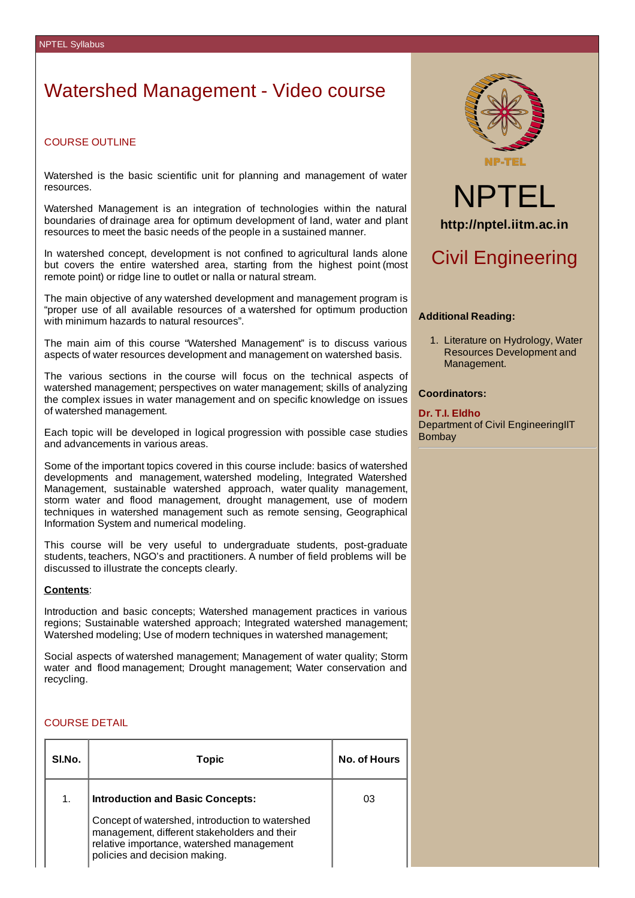# Watershed Management - Video course

## COURSE OUTLINE

Watershed is the basic scientific unit for planning and management of water resources.

Watershed Management is an integration of technologies within the natural boundaries of drainage area for optimum development of land, water and plant resources to meet the basic needs of the people in a sustained manner.

In watershed concept, development is not confined to agricultural lands alone but covers the entire watershed area, starting from the highest point (most remote point) or ridge line to outlet or nalla or natural stream.

The main objective of any watershed development and management program is "proper use of all available resources of a watershed for optimum production with minimum hazards to natural resources".

The main aim of this course "Watershed Management" is to discuss various aspects of water resources development and management on watershed basis.

The various sections in the course will focus on the technical aspects of watershed management; perspectives on water management; skills of analyzing the complex issues in water management and on specific knowledge on issues of watershed management.

Each topic will be developed in logical progression with possible case studies and advancements in various areas.

Some of the important topics covered in this course include: basics of watershed developments and management, watershed modeling, Integrated Watershed Management, sustainable watershed approach, water quality management, storm water and flood management, drought management, use of modern techniques in watershed management such as remote sensing, Geographical Information System and numerical modeling.

This course will be very useful to undergraduate students, post-graduate students, teachers, NGO's and practitioners. A number of field problems will be discussed to illustrate the concepts clearly.

**Contents**:

Introduction and basic concepts; Watershed management practices in various regions; Sustainable watershed approach; Integrated watershed management; Watershed modeling; Use of modern techniques in watershed management;

Social aspects of watershed management; Management of water quality; Storm water and flood management; Drought management; Water conservation and recycling.

## COURSE DETAIL

| Sl.No. | Topic | No. of Hours |
|---|---|---|
| 1. | **Introduction and Basic Concepts:** Concept of watershed, introduction to watershed management, different stakeholders and their relative importance, watershed management policies and decision making. | 03 |

NPTEL

http://nptel.iitm.ac.in

## Civil Engineering

**Additional Reading:**

1. Literature on Hydrology, Water Resources Development and Management.

**Coordinators:**

**Dr. T.I. Eldho**
Department of Civil EngineeringIIT Bombay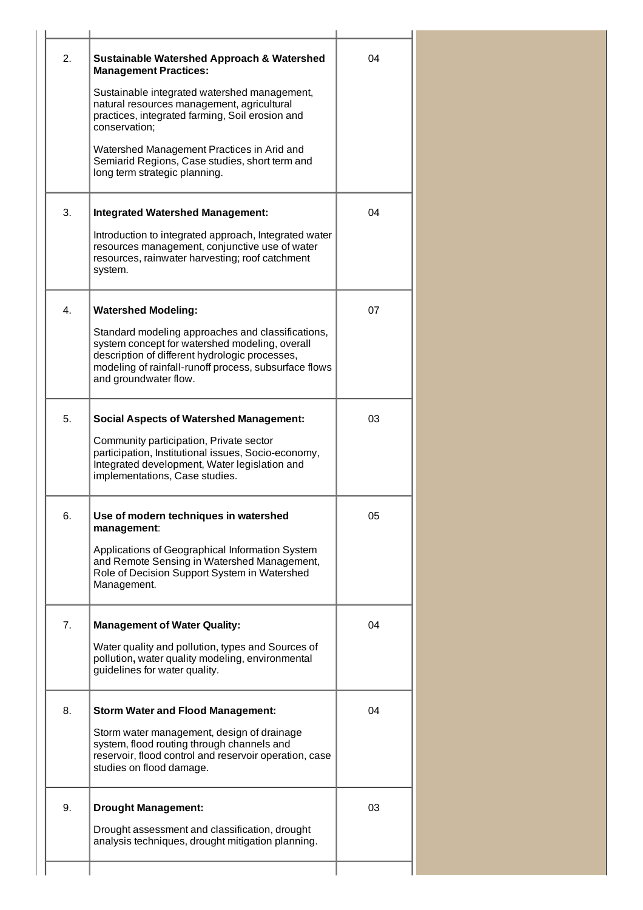| | | |
|---|---|---|
| 2. | **Sustainable Watershed Approach & Watershed Management Practices:**<br><br>Sustainable integrated watershed management, natural resources management, agricultural practices, integrated farming, Soil erosion and conservation;<br><br>Watershed Management Practices in Arid and Semiarid Regions, Case studies, short term and long term strategic planning. | 04 |
| 3. | **Integrated Watershed Management:**<br><br>Introduction to integrated approach, Integrated water resources management, conjunctive use of water resources, rainwater harvesting; roof catchment system. | 04 |
| 4. | **Watershed Modeling:**<br><br>Standard modeling approaches and classifications, system concept for watershed modeling, overall description of different hydrologic processes, modeling of rainfall-runoff process, subsurface flows and groundwater flow. | 07 |
| 5. | **Social Aspects of Watershed Management:**<br><br>Community participation, Private sector participation, Institutional issues, Socio-economy, Integrated development, Water legislation and implementations, Case studies. | 03 |
| 6. | **Use of modern techniques in watershed management**:<br><br>Applications of Geographical Information System and Remote Sensing in Watershed Management, Role of Decision Support System in Watershed Management. | 05 |
| 7. | **Management of Water Quality:**<br><br>Water quality and pollution, types and Sources of pollution**,** water quality modeling, environmental guidelines for water quality. | 04 |
| 8. | **Storm Water and Flood Management:**<br><br>Storm water management, design of drainage system, flood routing through channels and reservoir, flood control and reservoir operation, case studies on flood damage. | 04 |
| 9. | **Drought Management:**<br><br>Drought assessment and classification, drought analysis techniques, drought mitigation planning. | 03 |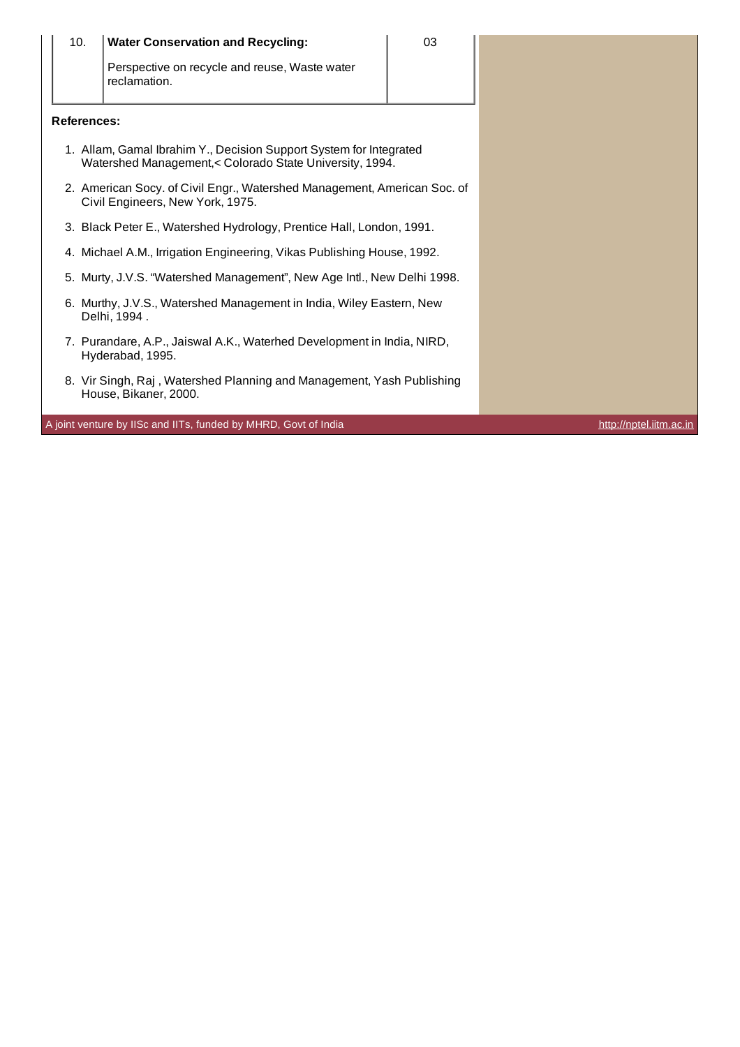| | | |
|---|---|---|
| 10. | **Water Conservation and Recycling:**<br><br>Perspective on recycle and reuse, Waste water reclamation. | 03 |

**References:**

1. Allam, Gamal Ibrahim Y., Decision Support System for Integrated Watershed Management,< Colorado State University, 1994.
2. American Socy. of Civil Engr., Watershed Management, American Soc. of Civil Engineers, New York, 1975.
3. Black Peter E., Watershed Hydrology, Prentice Hall, London, 1991.
4. Michael A.M., Irrigation Engineering, Vikas Publishing House, 1992.
5. Murty, J.V.S. "Watershed Management", New Age Intl., New Delhi 1998.
6. Murthy, J.V.S., Watershed Management in India, Wiley Eastern, New Delhi, 1994 .
7. Purandare, A.P., Jaiswal A.K., Waterhed Development in India, NIRD, Hyderabad, 1995.
8. Vir Singh, Raj , Watershed Planning and Management, Yash Publishing House, Bikaner, 2000.